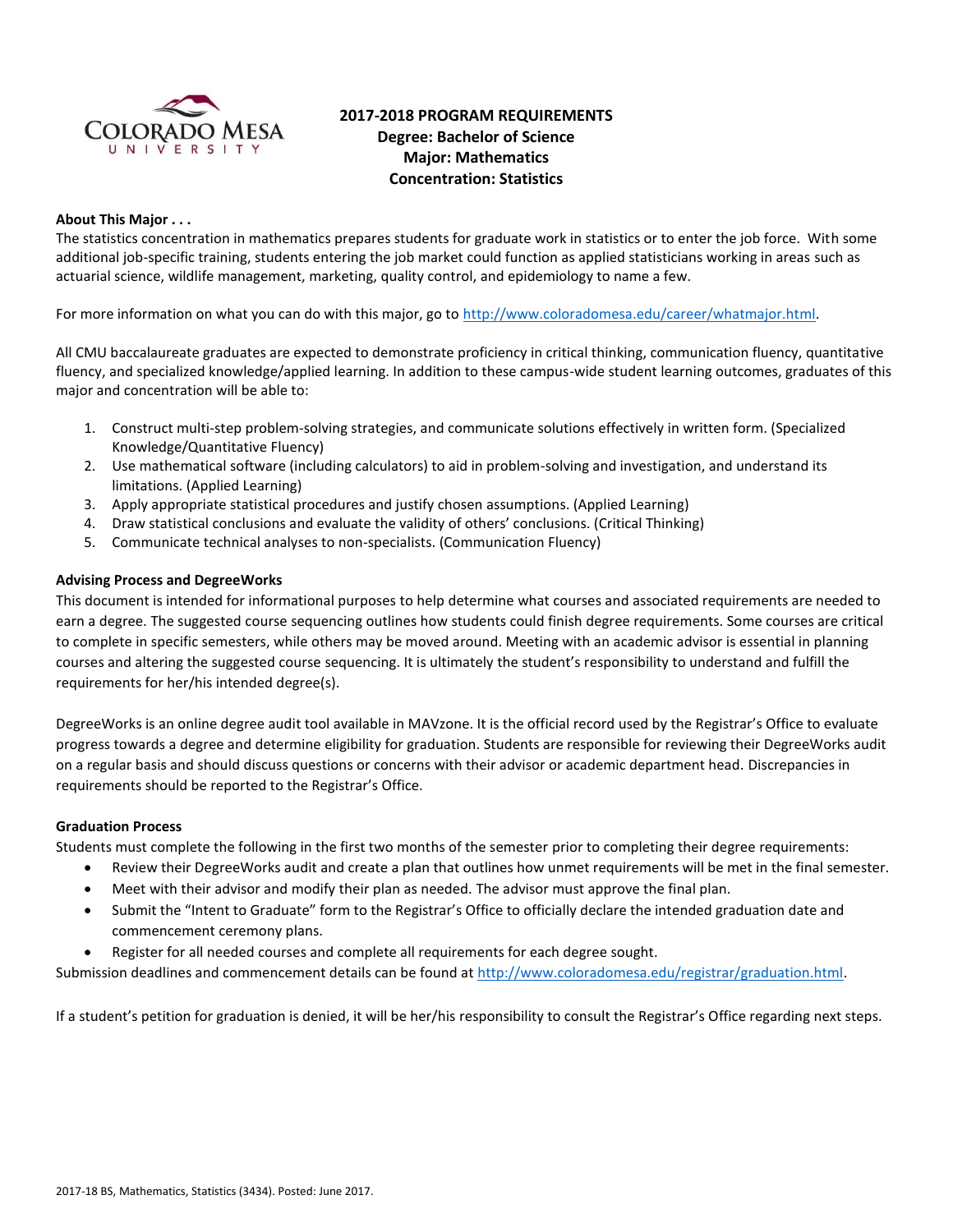# 2017-2018 PROGRAM REQUIREMENTS
## Degree: Bachelor of Science
## Major: Mathematics
## Concentration: Statistics

**About This Major . . .**

The statistics concentration in mathematics prepares students for graduate work in statistics or to enter the job force. With some additional job-specific training, students entering the job market could function as applied statisticians working in areas such as actuarial science, wildlife management, marketing, quality control, and epidemiology to name a few.

For more information on what you can do with this major, go to http://www.coloradomesa.edu/career/whatmajor.html.

All CMU baccalaureate graduates are expected to demonstrate proficiency in critical thinking, communication fluency, quantitative fluency, and specialized knowledge/applied learning. In addition to these campus-wide student learning outcomes, graduates of this major and concentration will be able to:

1. Construct multi-step problem-solving strategies, and communicate solutions effectively in written form. (Specialized Knowledge/Quantitative Fluency)
2. Use mathematical software (including calculators) to aid in problem-solving and investigation, and understand its limitations. (Applied Learning)
3. Apply appropriate statistical procedures and justify chosen assumptions. (Applied Learning)
4. Draw statistical conclusions and evaluate the validity of others' conclusions. (Critical Thinking)
5. Communicate technical analyses to non-specialists. (Communication Fluency)

**Advising Process and DegreeWorks**

This document is intended for informational purposes to help determine what courses and associated requirements are needed to earn a degree. The suggested course sequencing outlines how students could finish degree requirements. Some courses are critical to complete in specific semesters, while others may be moved around. Meeting with an academic advisor is essential in planning courses and altering the suggested course sequencing. It is ultimately the student's responsibility to understand and fulfill the requirements for her/his intended degree(s).

DegreeWorks is an online degree audit tool available in MAVzone. It is the official record used by the Registrar's Office to evaluate progress towards a degree and determine eligibility for graduation. Students are responsible for reviewing their DegreeWorks audit on a regular basis and should discuss questions or concerns with their advisor or academic department head. Discrepancies in requirements should be reported to the Registrar's Office.

**Graduation Process**

Students must complete the following in the first two months of the semester prior to completing their degree requirements:

- Review their DegreeWorks audit and create a plan that outlines how unmet requirements will be met in the final semester.
- Meet with their advisor and modify their plan as needed. The advisor must approve the final plan.
- Submit the "Intent to Graduate" form to the Registrar's Office to officially declare the intended graduation date and commencement ceremony plans.
- Register for all needed courses and complete all requirements for each degree sought.

Submission deadlines and commencement details can be found at http://www.coloradomesa.edu/registrar/graduation.html.

If a student's petition for graduation is denied, it will be her/his responsibility to consult the Registrar's Office regarding next steps.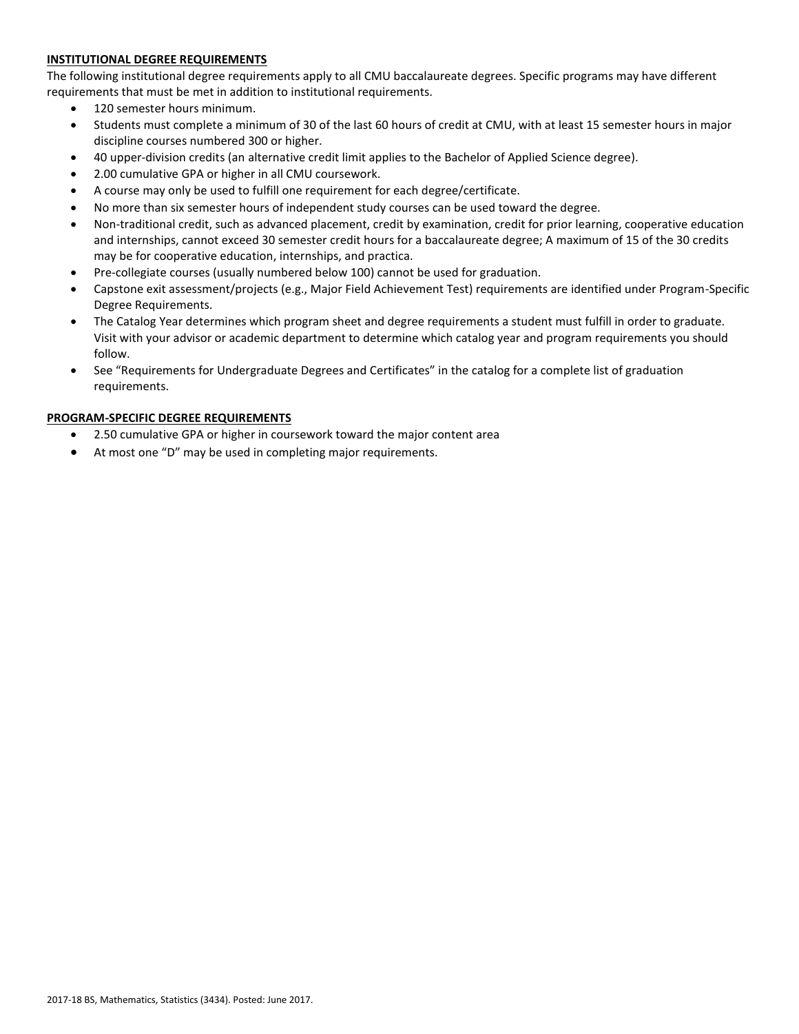## INSTITUTIONAL DEGREE REQUIREMENTS

The following institutional degree requirements apply to all CMU baccalaureate degrees. Specific programs may have different requirements that must be met in addition to institutional requirements.

- 120 semester hours minimum.
- Students must complete a minimum of 30 of the last 60 hours of credit at CMU, with at least 15 semester hours in major discipline courses numbered 300 or higher.
- 40 upper-division credits (an alternative credit limit applies to the Bachelor of Applied Science degree).
- 2.00 cumulative GPA or higher in all CMU coursework.
- A course may only be used to fulfill one requirement for each degree/certificate.
- No more than six semester hours of independent study courses can be used toward the degree.
- Non-traditional credit, such as advanced placement, credit by examination, credit for prior learning, cooperative education and internships, cannot exceed 30 semester credit hours for a baccalaureate degree; A maximum of 15 of the 30 credits may be for cooperative education, internships, and practica.
- Pre-collegiate courses (usually numbered below 100) cannot be used for graduation.
- Capstone exit assessment/projects (e.g., Major Field Achievement Test) requirements are identified under Program-Specific Degree Requirements.
- The Catalog Year determines which program sheet and degree requirements a student must fulfill in order to graduate. Visit with your advisor or academic department to determine which catalog year and program requirements you should follow.
- See "Requirements for Undergraduate Degrees and Certificates" in the catalog for a complete list of graduation requirements.

## PROGRAM-SPECIFIC DEGREE REQUIREMENTS

- 2.50 cumulative GPA or higher in coursework toward the major content area
- At most one "D" may be used in completing major requirements.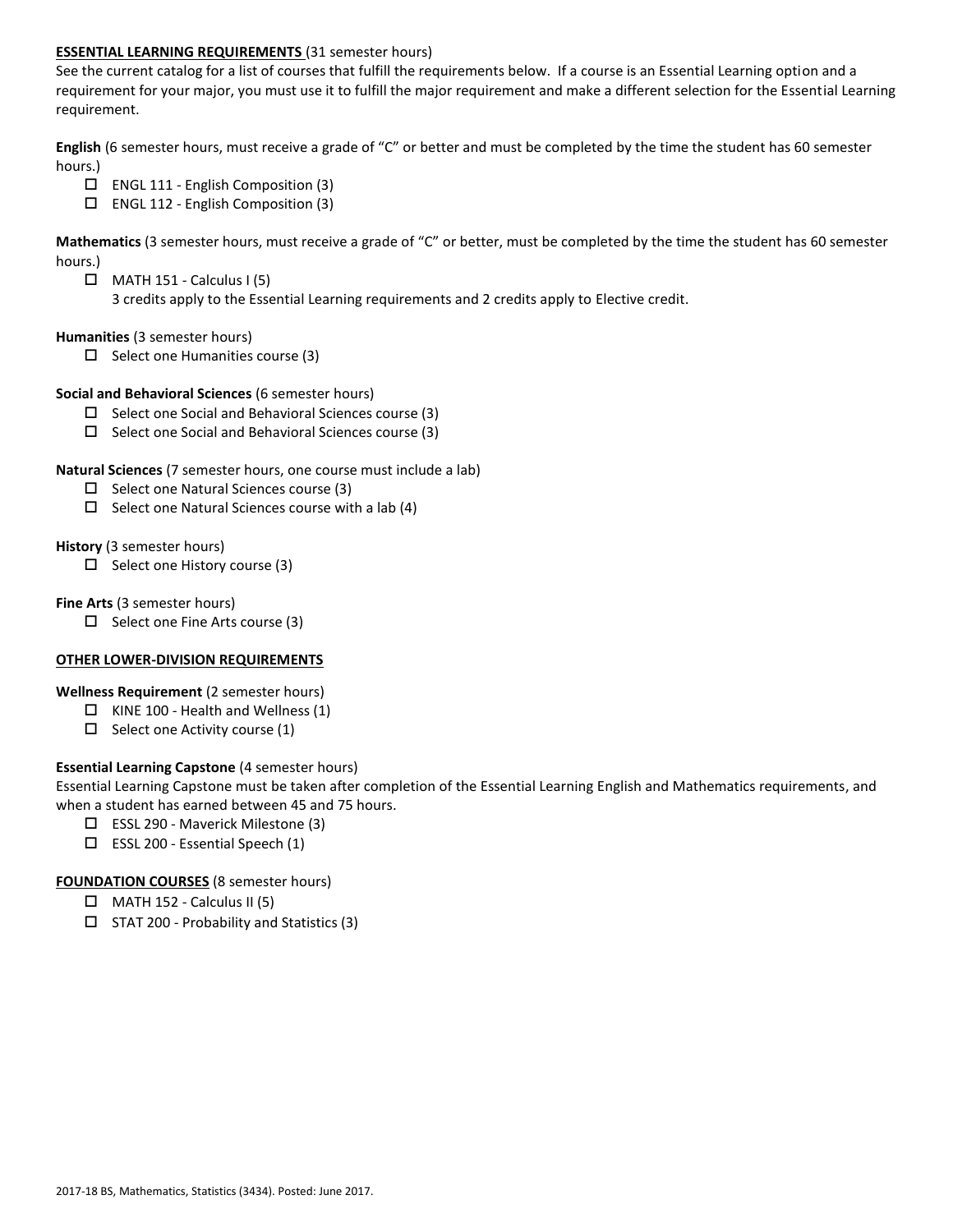## ESSENTIAL LEARNING REQUIREMENTS (31 semester hours)

See the current catalog for a list of courses that fulfill the requirements below. If a course is an Essential Learning option and a requirement for your major, you must use it to fulfill the major requirement and make a different selection for the Essential Learning requirement.

**English** (6 semester hours, must receive a grade of "C" or better and must be completed by the time the student has 60 semester hours.)

- ☐ ENGL 111 - English Composition (3)
- ☐ ENGL 112 - English Composition (3)

**Mathematics** (3 semester hours, must receive a grade of "C" or better, must be completed by the time the student has 60 semester hours.)

- ☐ MATH 151 - Calculus I (5)
  3 credits apply to the Essential Learning requirements and 2 credits apply to Elective credit.

**Humanities** (3 semester hours)

- ☐ Select one Humanities course (3)

**Social and Behavioral Sciences** (6 semester hours)

- ☐ Select one Social and Behavioral Sciences course (3)
- ☐ Select one Social and Behavioral Sciences course (3)

**Natural Sciences** (7 semester hours, one course must include a lab)

- ☐ Select one Natural Sciences course (3)
- ☐ Select one Natural Sciences course with a lab (4)

**History** (3 semester hours)

- ☐ Select one History course (3)

**Fine Arts** (3 semester hours)

- ☐ Select one Fine Arts course (3)

## OTHER LOWER-DIVISION REQUIREMENTS

**Wellness Requirement** (2 semester hours)

- ☐ KINE 100 - Health and Wellness (1)
- ☐ Select one Activity course (1)

**Essential Learning Capstone** (4 semester hours)

Essential Learning Capstone must be taken after completion of the Essential Learning English and Mathematics requirements, and when a student has earned between 45 and 75 hours.

- ☐ ESSL 290 - Maverick Milestone (3)
- ☐ ESSL 200 - Essential Speech (1)

## FOUNDATION COURSES (8 semester hours)

- ☐ MATH 152 - Calculus II (5)
- ☐ STAT 200 - Probability and Statistics (3)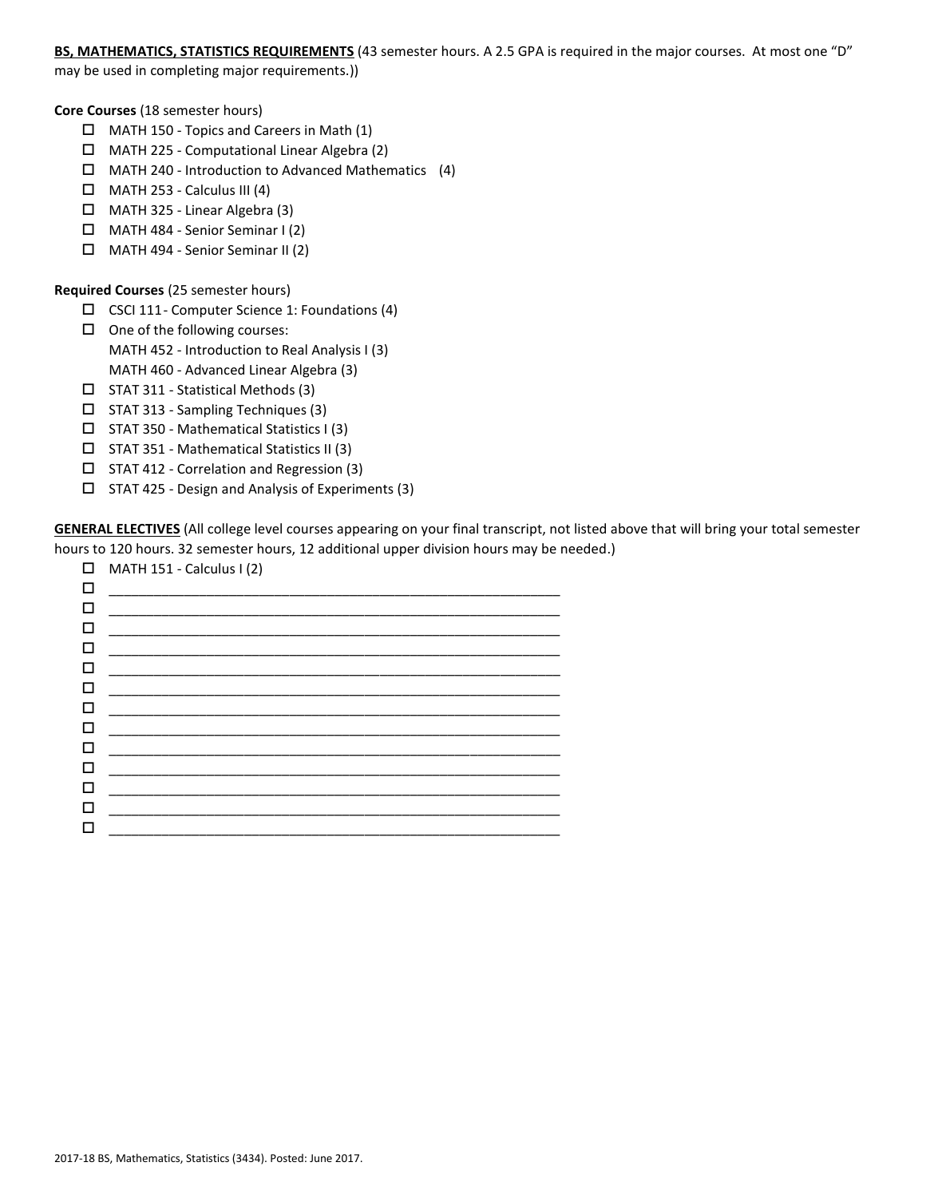**BS, MATHEMATICS, STATISTICS REQUIREMENTS** (43 semester hours. A 2.5 GPA is required in the major courses. At most one "D" may be used in completing major requirements.))

**Core Courses** (18 semester hours)

- ☐ MATH 150 - Topics and Careers in Math (1)
- ☐ MATH 225 - Computational Linear Algebra (2)
- ☐ MATH 240 - Introduction to Advanced Mathematics (4)
- ☐ MATH 253 - Calculus III (4)
- ☐ MATH 325 - Linear Algebra (3)
- ☐ MATH 484 - Senior Seminar I (2)
- ☐ MATH 494 - Senior Seminar II (2)

**Required Courses** (25 semester hours)

- ☐ CSCI 111 - Computer Science 1: Foundations (4)
- ☐ One of the following courses:
  MATH 452 - Introduction to Real Analysis I (3)
  MATH 460 - Advanced Linear Algebra (3)
- ☐ STAT 311 - Statistical Methods (3)
- ☐ STAT 313 - Sampling Techniques (3)
- ☐ STAT 350 - Mathematical Statistics I (3)
- ☐ STAT 351 - Mathematical Statistics II (3)
- ☐ STAT 412 - Correlation and Regression (3)
- ☐ STAT 425 - Design and Analysis of Experiments (3)

**GENERAL ELECTIVES** (All college level courses appearing on your final transcript, not listed above that will bring your total semester hours to 120 hours. 32 semester hours, 12 additional upper division hours may be needed.)

- ☐ MATH 151 - Calculus I (2)
- ☐ ______________________________
- ☐ ______________________________
- ☐ ______________________________
- ☐ ______________________________
- ☐ ______________________________
- ☐ ______________________________
- ☐ ______________________________
- ☐ ______________________________
- ☐ ______________________________
- ☐ ______________________________
- ☐ ______________________________
- ☐ ______________________________
- ☐ ______________________________

2017-18 BS, Mathematics, Statistics (3434). Posted: June 2017.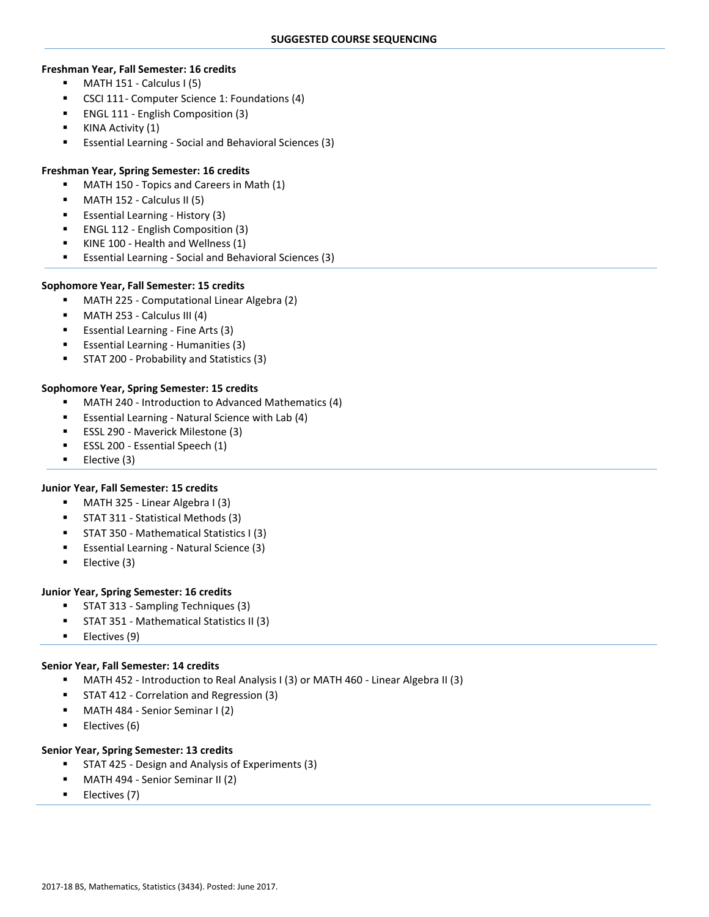## SUGGESTED COURSE SEQUENCING

**Freshman Year, Fall Semester: 16 credits**

- MATH 151 - Calculus I (5)
- CSCI 111- Computer Science 1: Foundations (4)
- ENGL 111 - English Composition (3)
- KINA Activity (1)
- Essential Learning - Social and Behavioral Sciences (3)

**Freshman Year, Spring Semester: 16 credits**

- MATH 150 - Topics and Careers in Math (1)
- MATH 152 - Calculus II (5)
- Essential Learning - History (3)
- ENGL 112 - English Composition (3)
- KINE 100 - Health and Wellness (1)
- Essential Learning - Social and Behavioral Sciences (3)

**Sophomore Year, Fall Semester: 15 credits**

- MATH 225 - Computational Linear Algebra (2)
- MATH 253 - Calculus III (4)
- Essential Learning - Fine Arts (3)
- Essential Learning - Humanities (3)
- STAT 200 - Probability and Statistics (3)

**Sophomore Year, Spring Semester: 15 credits**

- MATH 240 - Introduction to Advanced Mathematics (4)
- Essential Learning - Natural Science with Lab (4)
- ESSL 290 - Maverick Milestone (3)
- ESSL 200 - Essential Speech (1)
- Elective (3)

**Junior Year, Fall Semester: 15 credits**

- MATH 325 - Linear Algebra I (3)
- STAT 311 - Statistical Methods (3)
- STAT 350 - Mathematical Statistics I (3)
- Essential Learning - Natural Science (3)
- Elective (3)

**Junior Year, Spring Semester: 16 credits**

- STAT 313 - Sampling Techniques (3)
- STAT 351 - Mathematical Statistics II (3)
- Electives (9)

**Senior Year, Fall Semester: 14 credits**

- MATH 452 - Introduction to Real Analysis I (3) or MATH 460 - Linear Algebra II (3)
- STAT 412 - Correlation and Regression (3)
- MATH 484 - Senior Seminar I (2)
- Electives (6)

**Senior Year, Spring Semester: 13 credits**

- STAT 425 - Design and Analysis of Experiments (3)
- MATH 494 - Senior Seminar II (2)
- Electives (7)

2017-18 BS, Mathematics, Statistics (3434). Posted: June 2017.